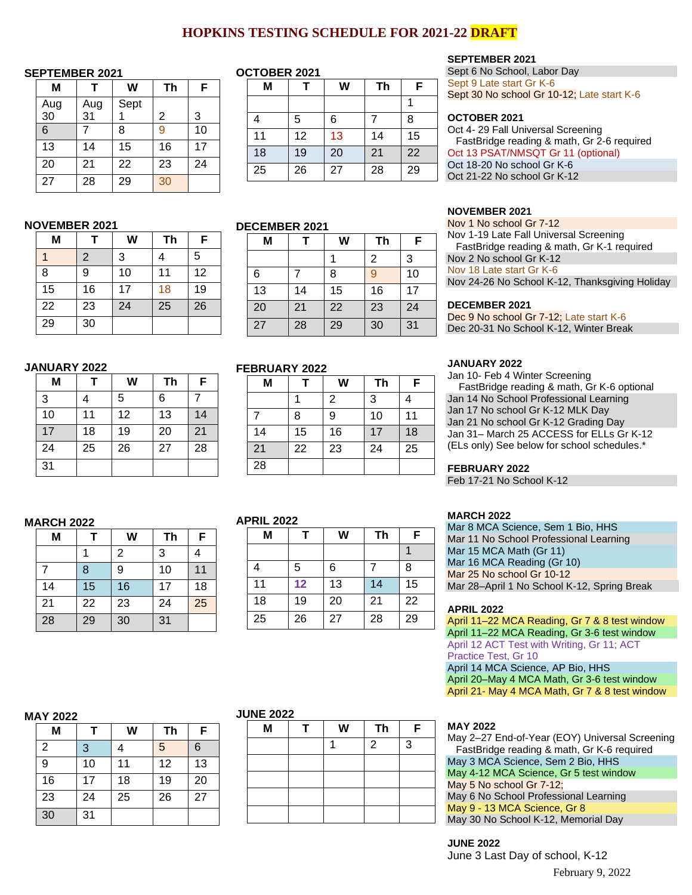# HOPKINS TESTING SCHEDULE FOR 2021-22 DRAFT

### SEPTEMBER 2021

| M | T | W | Th | F |
|---|---|---|---|---|
| Aug 30 | Aug 31 | Sept 1 | 2 | 3 |
| 6 | 7 | 8 | 9 | 10 |
| 13 | 14 | 15 | 16 | 17 |
| 20 | 21 | 22 | 23 | 24 |
| 27 | 28 | 29 | 30 | |

### OCTOBER 2021

| M | T | W | Th | F |
|---|---|---|---|---|
| | | | | 1 |
| 4 | 5 | 6 | 7 | 8 |
| 11 | 12 | 13 | 14 | 15 |
| 18 | 19 | 20 | 21 | 22 |
| 25 | 26 | 27 | 28 | 29 |

**SEPTEMBER 2021**
- Sept 6 No School, Labor Day
- Sept 9 Late start Gr K-6
- Sept 30 No school Gr 10-12; Late start K-6

**OCTOBER 2021**
- Oct 4- 29 Fall Universal Screening
  FastBridge reading & math, Gr 2-6 required
- Oct 13 PSAT/NMSQT Gr 11 (optional)
- Oct 18-20 No school Gr K-6
- Oct 21-22 No school Gr K-12

### NOVEMBER 2021

| M | T | W | Th | F |
|---|---|---|---|---|
| 1 | 2 | 3 | 4 | 5 |
| 8 | 9 | 10 | 11 | 12 |
| 15 | 16 | 17 | 18 | 19 |
| 22 | 23 | 24 | 25 | 26 |
| 29 | 30 | | | |

### DECEMBER 2021

| M | T | W | Th | F |
|---|---|---|---|---|
| | | 1 | 2 | 3 |
| 6 | 7 | 8 | 9 | 10 |
| 13 | 14 | 15 | 16 | 17 |
| 20 | 21 | 22 | 23 | 24 |
| 27 | 28 | 29 | 30 | 31 |

**NOVEMBER 2021**
- Nov 1 No school Gr 7-12
- Nov 1-19 Late Fall Universal Screening
  FastBridge reading & math, Gr K-1 required
- Nov 2 No school Gr K-12
- Nov 18 Late start Gr K-6
- Nov 24-26 No School K-12, Thanksgiving Holiday

**DECEMBER 2021**
- Dec 9 No school Gr 7-12; Late start K-6
- Dec 20-31 No School K-12, Winter Break

### JANUARY 2022

| M | T | W | Th | F |
|---|---|---|---|---|
| 3 | 4 | 5 | 6 | 7 |
| 10 | 11 | 12 | 13 | 14 |
| 17 | 18 | 19 | 20 | 21 |
| 24 | 25 | 26 | 27 | 28 |
| 31 | | | | |

### FEBRUARY 2022

| M | T | W | Th | F |
|---|---|---|---|---|
| | 1 | 2 | 3 | 4 |
| 7 | 8 | 9 | 10 | 11 |
| 14 | 15 | 16 | 17 | 18 |
| 21 | 22 | 23 | 24 | 25 |
| 28 | | | | |

**JANUARY 2022**
- Jan 10- Feb 4 Winter Screening
  FastBridge reading & math, Gr K-6 optional
- Jan 14 No School Professional Learning
- Jan 17 No school Gr K-12 MLK Day
- Jan 21 No school Gr K-12 Grading Day
- Jan 31– March 25 ACCESS for ELLs Gr K-12 (ELs only) See below for school schedules.*

**FEBRUARY 2022**
- Feb 17-21 No School K-12

### MARCH 2022

| M | T | W | Th | F |
|---|---|---|---|---|
| | 1 | 2 | 3 | 4 |
| 7 | 8 | 9 | 10 | 11 |
| 14 | 15 | 16 | 17 | 18 |
| 21 | 22 | 23 | 24 | 25 |
| 28 | 29 | 30 | 31 | |

### APRIL 2022

| M | T | W | Th | F |
|---|---|---|---|---|
| | | | | 1 |
| 4 | 5 | 6 | 7 | 8 |
| 11 | 12 | 13 | 14 | 15 |
| 18 | 19 | 20 | 21 | 22 |
| 25 | 26 | 27 | 28 | 29 |

**MARCH 2022**
- Mar 8 MCA Science, Sem 1 Bio, HHS
- Mar 11 No School Professional Learning
- Mar 15 MCA Math (Gr 11)
- Mar 16 MCA Reading (Gr 10)
- Mar 25 No school Gr 10-12
- Mar 28–April 1 No School K-12, Spring Break

**APRIL 2022**
- April 11–22 MCA Reading, Gr 7 & 8 test window
- April 11–22 MCA Reading, Gr 3-6 test window
- April 12 ACT Test with Writing, Gr 11; ACT Practice Test, Gr 10
- April 14 MCA Science, AP Bio, HHS
- April 20–May 4 MCA Math, Gr 3-6 test window
- April 21- May 4 MCA Math, Gr 7 & 8 test window

### MAY 2022

| M | T | W | Th | F |
|---|---|---|---|---|
| 2 | 3 | 4 | 5 | 6 |
| 9 | 10 | 11 | 12 | 13 |
| 16 | 17 | 18 | 19 | 20 |
| 23 | 24 | 25 | 26 | 27 |
| 30 | 31 | | | |

### JUNE 2022

| M | T | W | Th | F |
|---|---|---|---|---|
| | | 1 | 2 | 3 |
| | | | | |
| | | | | |
| | | | | |
| | | | | |

**MAY 2022**
- May 2–27 End-of-Year (EOY) Universal Screening
  FastBridge reading & math, Gr K-6 required
- May 3 MCA Science, Sem 2 Bio, HHS
- May 4-12 MCA Science, Gr 5 test window
- May 5 No school Gr 7-12;
- May 6 No School Professional Learning
- May 9 - 13 MCA Science, Gr 8
- May 30 No School K-12, Memorial Day

**JUNE 2022**
- June 3 Last Day of school, K-12

February 9, 2022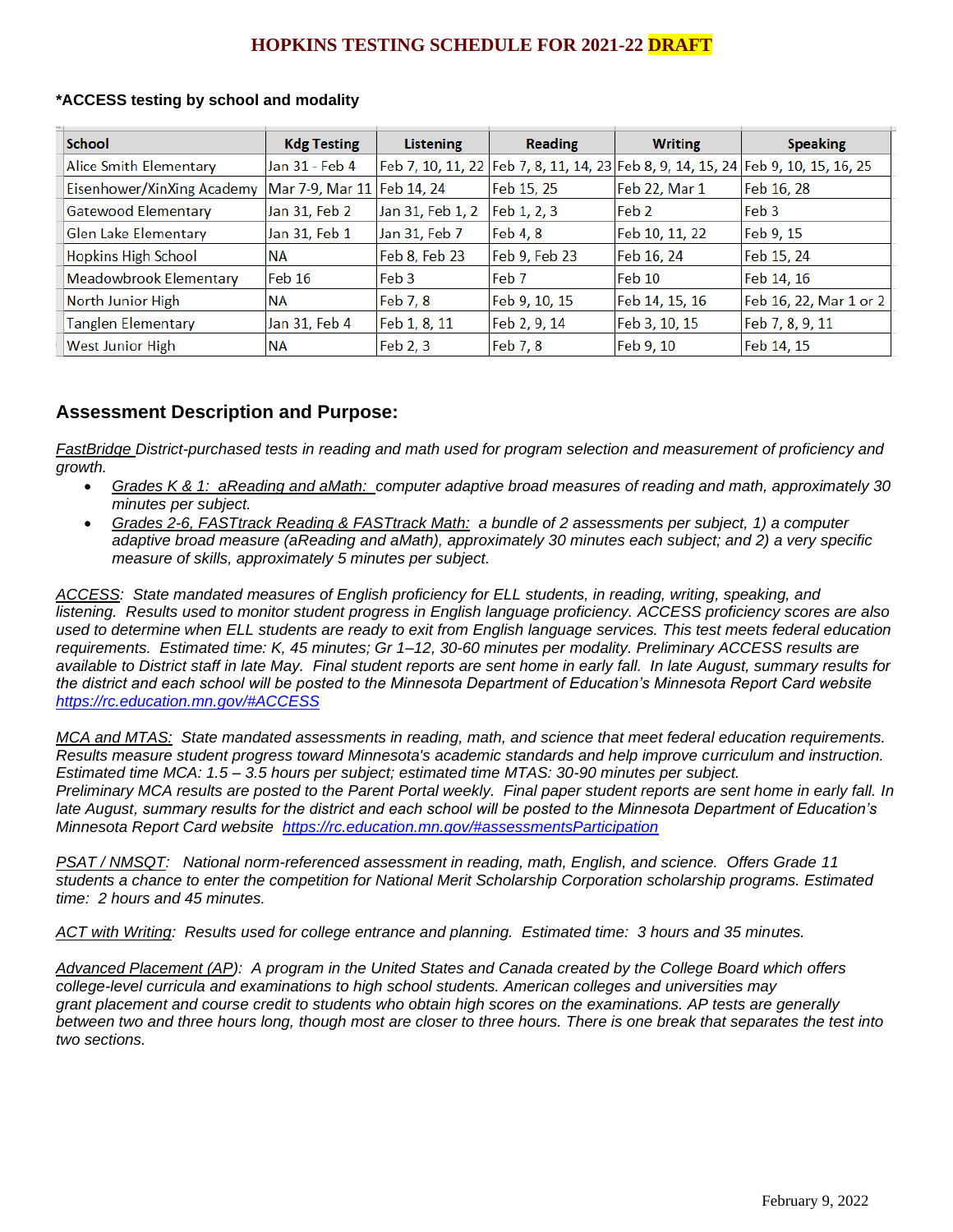# HOPKINS TESTING SCHEDULE FOR 2021-22 DRAFT

**\*ACCESS testing by school and modality**

| School | Kdg Testing | Listening | Reading | Writing | Speaking |
|---|---|---|---|---|---|
| Alice Smith Elementary | Jan 31 - Feb 4 | Feb 7, 10, 11, 22 | Feb 7, 8, 11, 14, 23 | Feb 8, 9, 14, 15, 24 | Feb 9, 10, 15, 16, 25 |
| Eisenhower/XinXing Academy | Mar 7-9, Mar 11 | Feb 14, 24 | Feb 15, 25 | Feb 22, Mar 1 | Feb 16, 28 |
| Gatewood Elementary | Jan 31, Feb 2 | Jan 31, Feb 1, 2 | Feb 1, 2, 3 | Feb 2 | Feb 3 |
| Glen Lake Elementary | Jan 31, Feb 1 | Jan 31, Feb 7 | Feb 4, 8 | Feb 10, 11, 22 | Feb 9, 15 |
| Hopkins High School | NA | Feb 8, Feb 23 | Feb 9, Feb 23 | Feb 16, 24 | Feb 15, 24 |
| Meadowbrook Elementary | Feb 16 | Feb 3 | Feb 7 | Feb 10 | Feb 14, 16 |
| North Junior High | NA | Feb 7, 8 | Feb 9, 10, 15 | Feb 14, 15, 16 | Feb 16, 22, Mar 1 or 2 |
| Tanglen Elementary | Jan 31, Feb 4 | Feb 1, 8, 11 | Feb 2, 9, 14 | Feb 3, 10, 15 | Feb 7, 8, 9, 11 |
| West Junior High | NA | Feb 2, 3 | Feb 7, 8 | Feb 9, 10 | Feb 14, 15 |

## Assessment Description and Purpose:

*FastBridge District-purchased tests in reading and math used for program selection and measurement of proficiency and growth.*

- *Grades K & 1: aReading and aMath: computer adaptive broad measures of reading and math, approximately 30 minutes per subject.*
- *Grades 2-6, FASTtrack Reading & FASTtrack Math: a bundle of 2 assessments per subject, 1) a computer adaptive broad measure (aReading and aMath), approximately 30 minutes each subject; and 2) a very specific measure of skills, approximately 5 minutes per subject.*

*ACCESS: State mandated measures of English proficiency for ELL students, in reading, writing, speaking, and listening. Results used to monitor student progress in English language proficiency. ACCESS proficiency scores are also used to determine when ELL students are ready to exit from English language services. This test meets federal education requirements. Estimated time: K, 45 minutes; Gr 1–12, 30-60 minutes per modality. Preliminary ACCESS results are available to District staff in late May. Final student reports are sent home in early fall. In late August, summary results for the district and each school will be posted to the Minnesota Department of Education's Minnesota Report Card website https://rc.education.mn.gov/#ACCESS*

*MCA and MTAS: State mandated assessments in reading, math, and science that meet federal education requirements. Results measure student progress toward Minnesota's academic standards and help improve curriculum and instruction. Estimated time MCA: 1.5 – 3.5 hours per subject; estimated time MTAS: 30-90 minutes per subject. Preliminary MCA results are posted to the Parent Portal weekly. Final paper student reports are sent home in early fall. In late August, summary results for the district and each school will be posted to the Minnesota Department of Education's Minnesota Report Card website https://rc.education.mn.gov/#assessmentsParticipation*

*PSAT / NMSQT: National norm-referenced assessment in reading, math, English, and science. Offers Grade 11 students a chance to enter the competition for National Merit Scholarship Corporation scholarship programs. Estimated time: 2 hours and 45 minutes.*

*ACT with Writing: Results used for college entrance and planning. Estimated time: 3 hours and 35 minutes.*

*Advanced Placement (AP): A program in the United States and Canada created by the College Board which offers college-level curricula and examinations to high school students. American colleges and universities may grant placement and course credit to students who obtain high scores on the examinations. AP tests are generally between two and three hours long, though most are closer to three hours. There is one break that separates the test into two sections.*

February 9, 2022